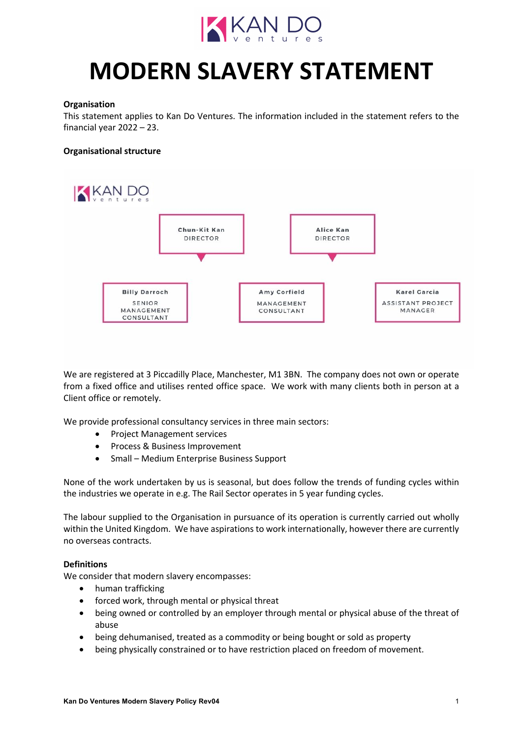# MODERN SLAVERY STATEMENT

**Organisation**
This statement applies to Kan Do Ventures. The information included in the statement refers to the financial year 2022 – 23.

**Organisational structure**

Chun-Kit Kan – DIRECTOR
Alice Kan – DIRECTOR

Billy Darroch – SENIOR MANAGEMENT CONSULTANT
Amy Corfield – MANAGEMENT CONSULTANT
Karel Garcia – ASSISTANT PROJECT MANAGER

We are registered at 3 Piccadilly Place, Manchester, M1 3BN. The company does not own or operate from a fixed office and utilises rented office space. We work with many clients both in person at a Client office or remotely.

We provide professional consultancy services in three main sectors:

- Project Management services
- Process & Business Improvement
- Small – Medium Enterprise Business Support

None of the work undertaken by us is seasonal, but does follow the trends of funding cycles within the industries we operate in e.g. The Rail Sector operates in 5 year funding cycles.

The labour supplied to the Organisation in pursuance of its operation is currently carried out wholly within the United Kingdom. We have aspirations to work internationally, however there are currently no overseas contracts.

**Definitions**
We consider that modern slavery encompasses:

- human trafficking
- forced work, through mental or physical threat
- being owned or controlled by an employer through mental or physical abuse of the threat of abuse
- being dehumanised, treated as a commodity or being bought or sold as property
- being physically constrained or to have restriction placed on freedom of movement.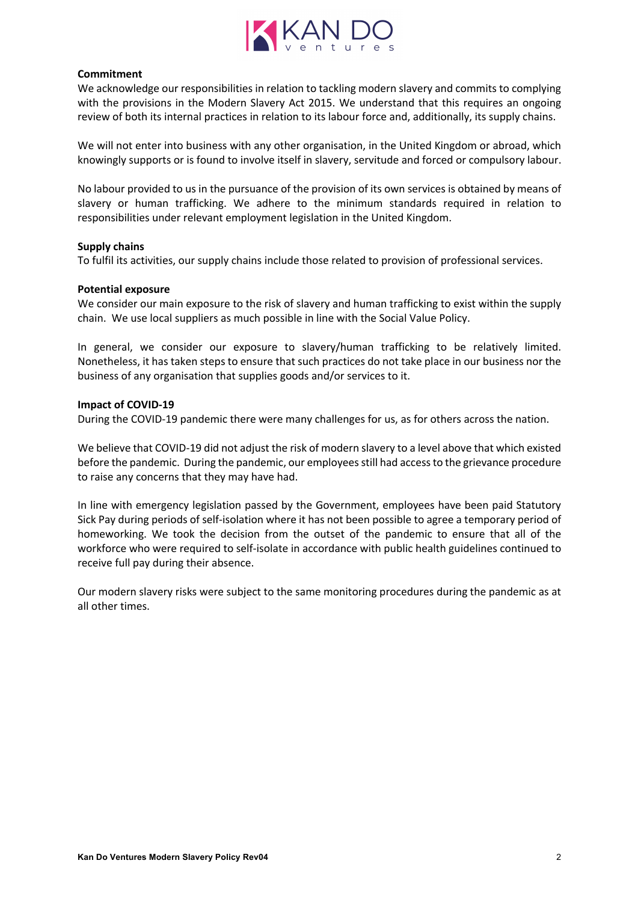**Commitment**

We acknowledge our responsibilities in relation to tackling modern slavery and commits to complying with the provisions in the Modern Slavery Act 2015. We understand that this requires an ongoing review of both its internal practices in relation to its labour force and, additionally, its supply chains.

We will not enter into business with any other organisation, in the United Kingdom or abroad, which knowingly supports or is found to involve itself in slavery, servitude and forced or compulsory labour.

No labour provided to us in the pursuance of the provision of its own services is obtained by means of slavery or human trafficking. We adhere to the minimum standards required in relation to responsibilities under relevant employment legislation in the United Kingdom.

**Supply chains**

To fulfil its activities, our supply chains include those related to provision of professional services.

**Potential exposure**

We consider our main exposure to the risk of slavery and human trafficking to exist within the supply chain. We use local suppliers as much possible in line with the Social Value Policy.

In general, we consider our exposure to slavery/human trafficking to be relatively limited. Nonetheless, it has taken steps to ensure that such practices do not take place in our business nor the business of any organisation that supplies goods and/or services to it.

**Impact of COVID-19**

During the COVID-19 pandemic there were many challenges for us, as for others across the nation.

We believe that COVID-19 did not adjust the risk of modern slavery to a level above that which existed before the pandemic. During the pandemic, our employees still had access to the grievance procedure to raise any concerns that they may have had.

In line with emergency legislation passed by the Government, employees have been paid Statutory Sick Pay during periods of self-isolation where it has not been possible to agree a temporary period of homeworking. We took the decision from the outset of the pandemic to ensure that all of the workforce who were required to self-isolate in accordance with public health guidelines continued to receive full pay during their absence.

Our modern slavery risks were subject to the same monitoring procedures during the pandemic as at all other times.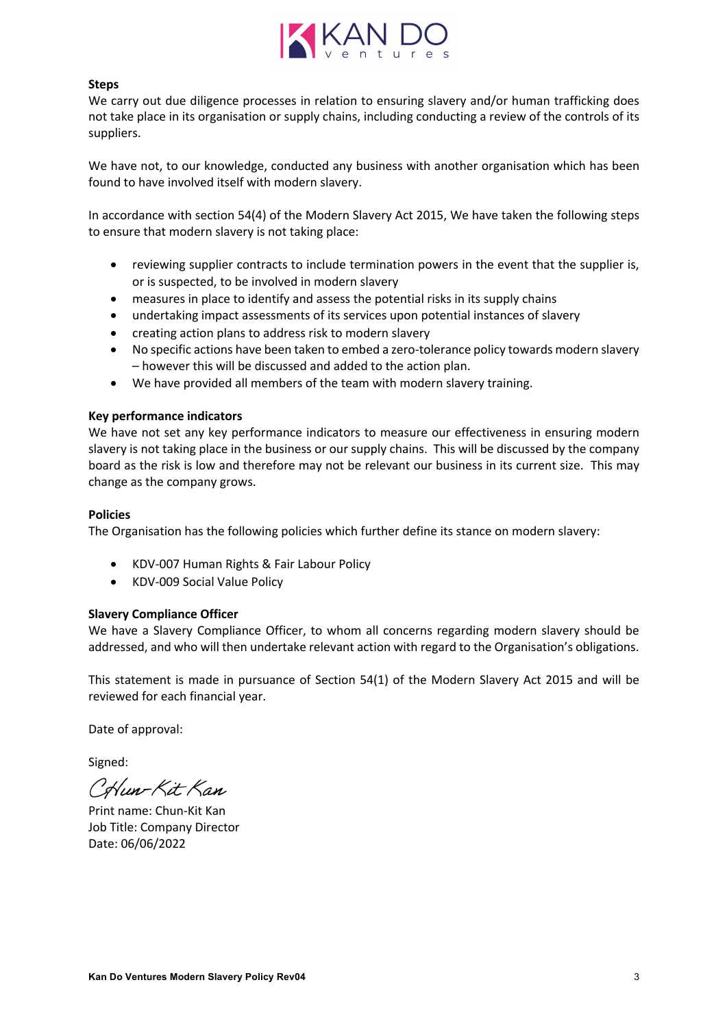**Steps**

We carry out due diligence processes in relation to ensuring slavery and/or human trafficking does not take place in its organisation or supply chains, including conducting a review of the controls of its suppliers.

We have not, to our knowledge, conducted any business with another organisation which has been found to have involved itself with modern slavery.

In accordance with section 54(4) of the Modern Slavery Act 2015, We have taken the following steps to ensure that modern slavery is not taking place:

- reviewing supplier contracts to include termination powers in the event that the supplier is, or is suspected, to be involved in modern slavery
- measures in place to identify and assess the potential risks in its supply chains
- undertaking impact assessments of its services upon potential instances of slavery
- creating action plans to address risk to modern slavery
- No specific actions have been taken to embed a zero-tolerance policy towards modern slavery – however this will be discussed and added to the action plan.
- We have provided all members of the team with modern slavery training.

**Key performance indicators**

We have not set any key performance indicators to measure our effectiveness in ensuring modern slavery is not taking place in the business or our supply chains. This will be discussed by the company board as the risk is low and therefore may not be relevant our business in its current size. This may change as the company grows.

**Policies**

The Organisation has the following policies which further define its stance on modern slavery:

- KDV-007 Human Rights & Fair Labour Policy
- KDV-009 Social Value Policy

**Slavery Compliance Officer**

We have a Slavery Compliance Officer, to whom all concerns regarding modern slavery should be addressed, and who will then undertake relevant action with regard to the Organisation's obligations.

This statement is made in pursuance of Section 54(1) of the Modern Slavery Act 2015 and will be reviewed for each financial year.

Date of approval:

Signed:

Chun-Kit Kan

Print name: Chun-Kit Kan
Job Title: Company Director
Date: 06/06/2022